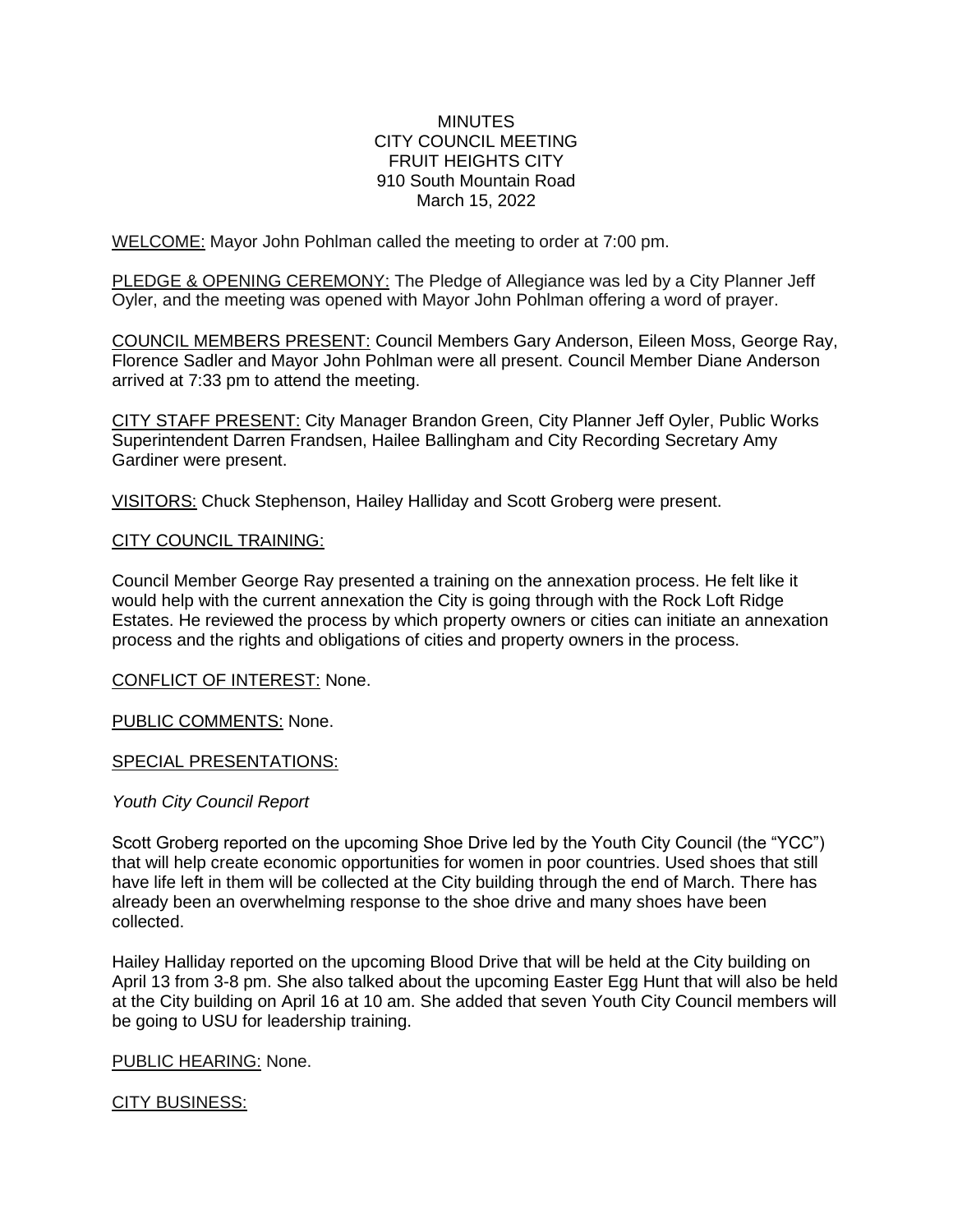MINUTES
CITY COUNCIL MEETING
FRUIT HEIGHTS CITY
910 South Mountain Road
March 15, 2022

WELCOME: Mayor John Pohlman called the meeting to order at 7:00 pm.

PLEDGE & OPENING CEREMONY: The Pledge of Allegiance was led by a City Planner Jeff Oyler, and the meeting was opened with Mayor John Pohlman offering a word of prayer.

COUNCIL MEMBERS PRESENT: Council Members Gary Anderson, Eileen Moss, George Ray, Florence Sadler and Mayor John Pohlman were all present. Council Member Diane Anderson arrived at 7:33 pm to attend the meeting.

CITY STAFF PRESENT: City Manager Brandon Green, City Planner Jeff Oyler, Public Works Superintendent Darren Frandsen, Hailee Ballingham and City Recording Secretary Amy Gardiner were present.

VISITORS: Chuck Stephenson, Hailey Halliday and Scott Groberg were present.

CITY COUNCIL TRAINING:

Council Member George Ray presented a training on the annexation process. He felt like it would help with the current annexation the City is going through with the Rock Loft Ridge Estates. He reviewed the process by which property owners or cities can initiate an annexation process and the rights and obligations of cities and property owners in the process.

CONFLICT OF INTEREST: None.

PUBLIC COMMENTS: None.

SPECIAL PRESENTATIONS:

*Youth City Council Report*

Scott Groberg reported on the upcoming Shoe Drive led by the Youth City Council (the "YCC") that will help create economic opportunities for women in poor countries. Used shoes that still have life left in them will be collected at the City building through the end of March. There has already been an overwhelming response to the shoe drive and many shoes have been collected.

Hailey Halliday reported on the upcoming Blood Drive that will be held at the City building on April 13 from 3-8 pm. She also talked about the upcoming Easter Egg Hunt that will also be held at the City building on April 16 at 10 am. She added that seven Youth City Council members will be going to USU for leadership training.

PUBLIC HEARING: None.

CITY BUSINESS: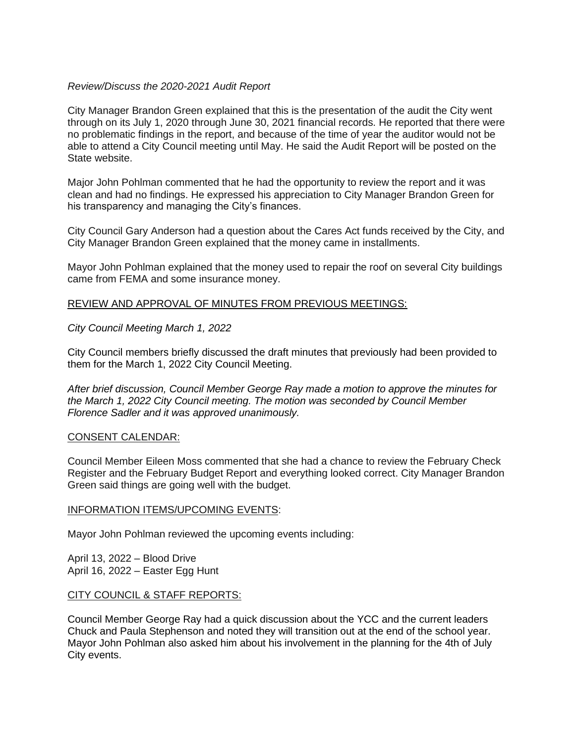*Review/Discuss the 2020-2021 Audit Report*

City Manager Brandon Green explained that this is the presentation of the audit the City went through on its July 1, 2020 through June 30, 2021 financial records. He reported that there were no problematic findings in the report, and because of the time of year the auditor would not be able to attend a City Council meeting until May. He said the Audit Report will be posted on the State website.

Major John Pohlman commented that he had the opportunity to review the report and it was clean and had no findings. He expressed his appreciation to City Manager Brandon Green for his transparency and managing the City's finances.

City Council Gary Anderson had a question about the Cares Act funds received by the City, and City Manager Brandon Green explained that the money came in installments.

Mayor John Pohlman explained that the money used to repair the roof on several City buildings came from FEMA and some insurance money.

<u>REVIEW AND APPROVAL OF MINUTES FROM PREVIOUS MEETINGS:</u>

*City Council Meeting March 1, 2022*

City Council members briefly discussed the draft minutes that previously had been provided to them for the March 1, 2022 City Council Meeting.

*After brief discussion, Council Member George Ray made a motion to approve the minutes for the March 1, 2022 City Council meeting. The motion was seconded by Council Member Florence Sadler and it was approved unanimously.*

<u>CONSENT CALENDAR:</u>

Council Member Eileen Moss commented that she had a chance to review the February Check Register and the February Budget Report and everything looked correct. City Manager Brandon Green said things are going well with the budget.

<u>INFORMATION ITEMS/UPCOMING EVENTS</u>:

Mayor John Pohlman reviewed the upcoming events including:

April 13, 2022 – Blood Drive
April 16, 2022 – Easter Egg Hunt

<u>CITY COUNCIL & STAFF REPORTS:</u>

Council Member George Ray had a quick discussion about the YCC and the current leaders Chuck and Paula Stephenson and noted they will transition out at the end of the school year. Mayor John Pohlman also asked him about his involvement in the planning for the 4th of July City events.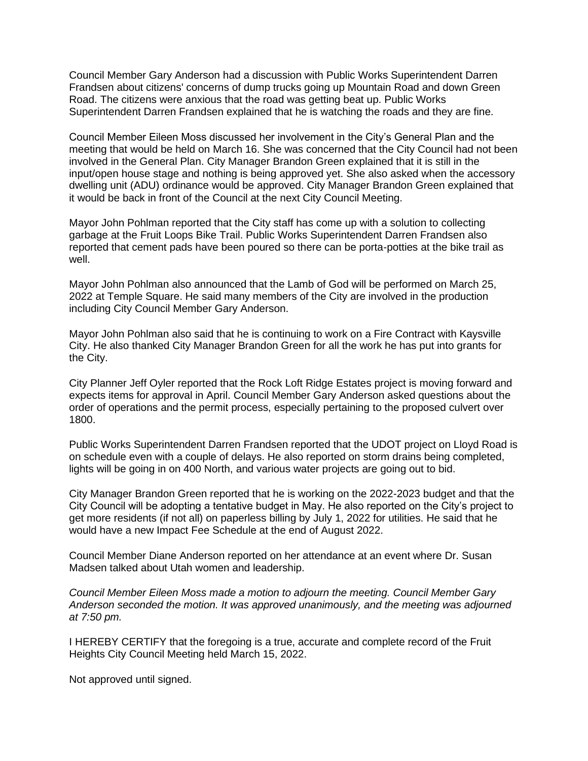Council Member Gary Anderson had a discussion with Public Works Superintendent Darren Frandsen about citizens' concerns of dump trucks going up Mountain Road and down Green Road. The citizens were anxious that the road was getting beat up. Public Works Superintendent Darren Frandsen explained that he is watching the roads and they are fine.

Council Member Eileen Moss discussed her involvement in the City's General Plan and the meeting that would be held on March 16. She was concerned that the City Council had not been involved in the General Plan. City Manager Brandon Green explained that it is still in the input/open house stage and nothing is being approved yet. She also asked when the accessory dwelling unit (ADU) ordinance would be approved. City Manager Brandon Green explained that it would be back in front of the Council at the next City Council Meeting.

Mayor John Pohlman reported that the City staff has come up with a solution to collecting garbage at the Fruit Loops Bike Trail. Public Works Superintendent Darren Frandsen also reported that cement pads have been poured so there can be porta-potties at the bike trail as well.

Mayor John Pohlman also announced that the Lamb of God will be performed on March 25, 2022 at Temple Square. He said many members of the City are involved in the production including City Council Member Gary Anderson.

Mayor John Pohlman also said that he is continuing to work on a Fire Contract with Kaysville City. He also thanked City Manager Brandon Green for all the work he has put into grants for the City.

City Planner Jeff Oyler reported that the Rock Loft Ridge Estates project is moving forward and expects items for approval in April. Council Member Gary Anderson asked questions about the order of operations and the permit process, especially pertaining to the proposed culvert over 1800.

Public Works Superintendent Darren Frandsen reported that the UDOT project on Lloyd Road is on schedule even with a couple of delays. He also reported on storm drains being completed, lights will be going in on 400 North, and various water projects are going out to bid.

City Manager Brandon Green reported that he is working on the 2022-2023 budget and that the City Council will be adopting a tentative budget in May. He also reported on the City's project to get more residents (if not all) on paperless billing by July 1, 2022 for utilities. He said that he would have a new Impact Fee Schedule at the end of August 2022.

Council Member Diane Anderson reported on her attendance at an event where Dr. Susan Madsen talked about Utah women and leadership.

*Council Member Eileen Moss made a motion to adjourn the meeting. Council Member Gary Anderson seconded the motion. It was approved unanimously, and the meeting was adjourned at 7:50 pm.*

I HEREBY CERTIFY that the foregoing is a true, accurate and complete record of the Fruit Heights City Council Meeting held March 15, 2022.

Not approved until signed.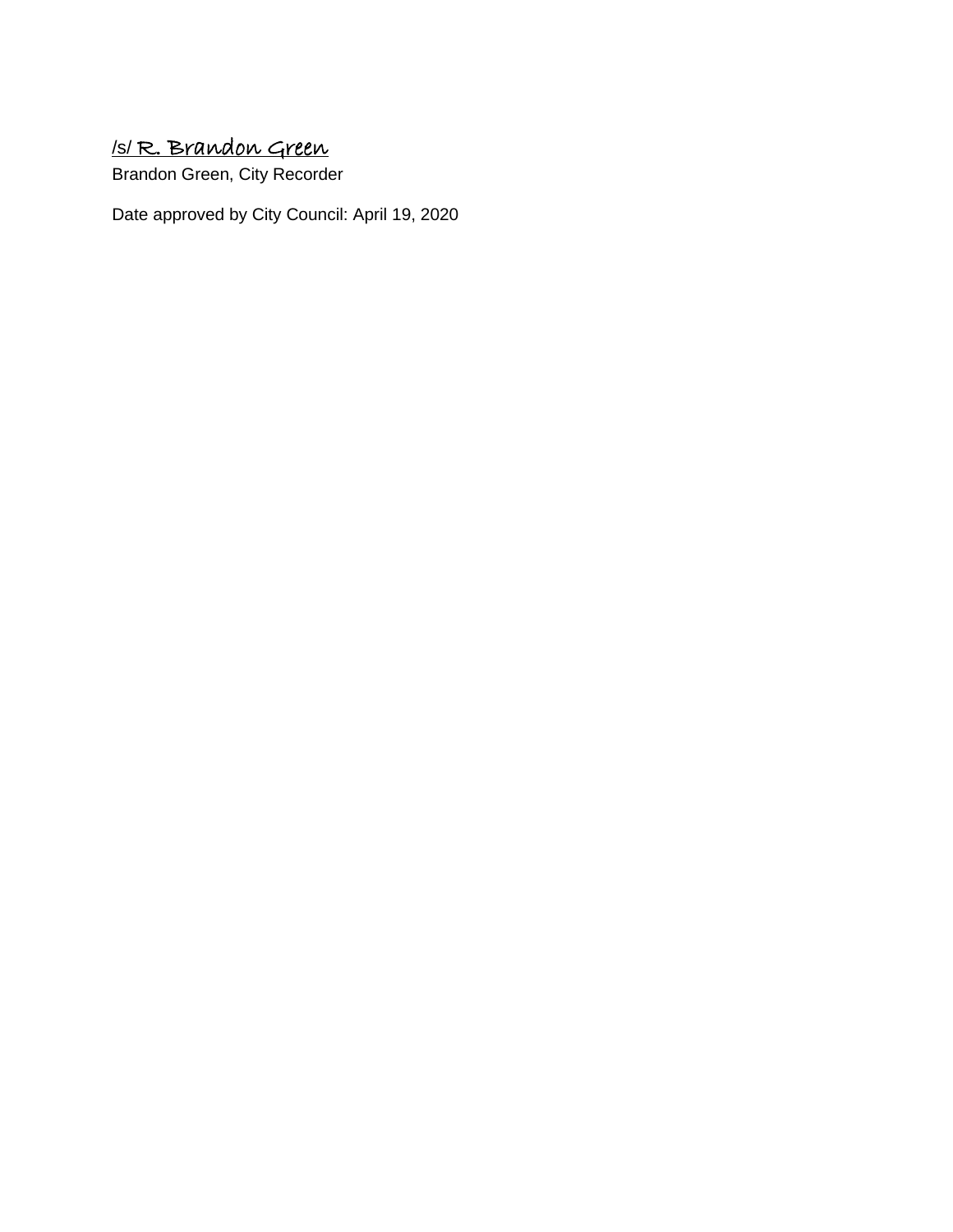/s/ R. Brandon Green

Brandon Green, City Recorder

Date approved by City Council: April 19, 2020